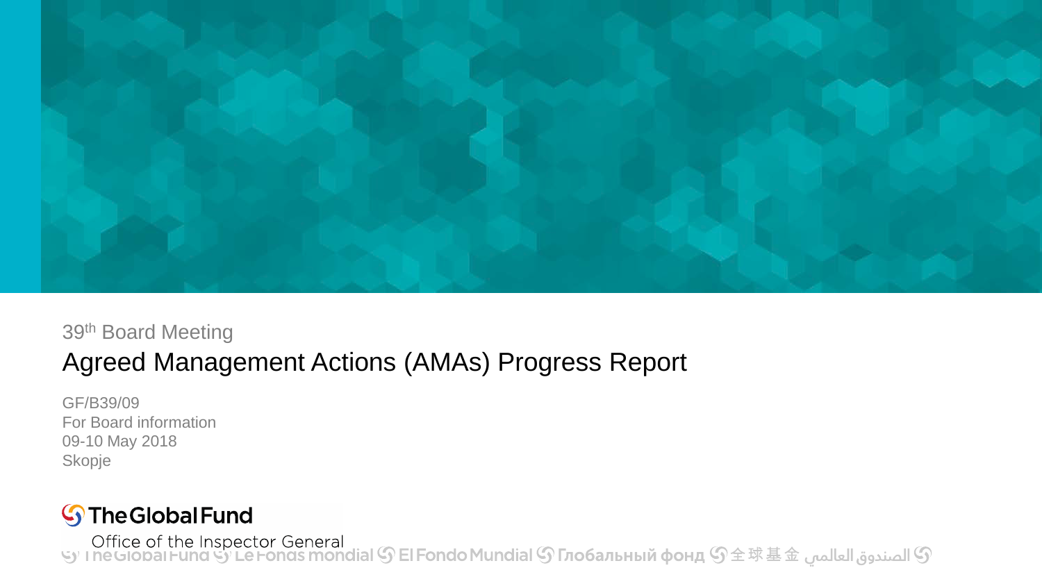39th Board Meeting

# Agreed Management Actions (AMAs) Progress Report

GF/B39/09
For Board information
09-10 May 2018
Skopje

The Global Fund
Office of the Inspector General

The Global Fund Le Fonds mondial El Fondo Mundial Глобальный фонд 全球基金 الصندوق العالمي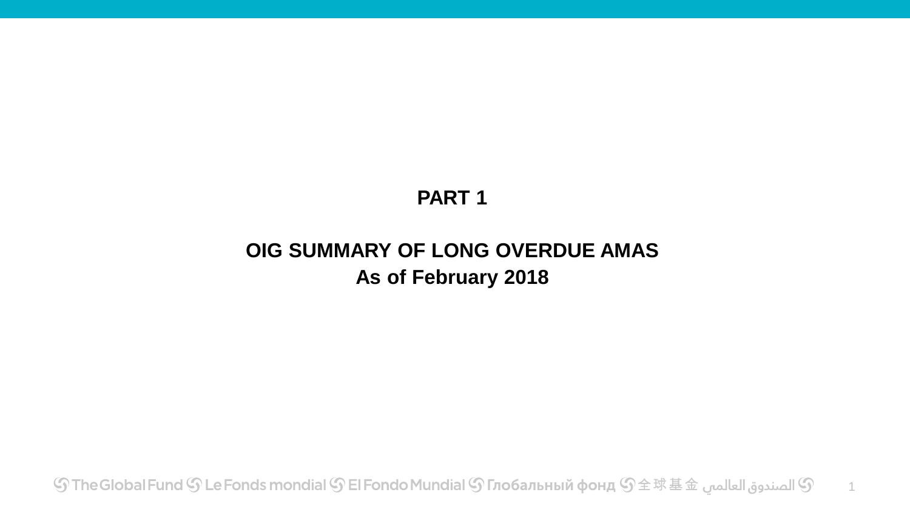# PART 1

## OIG SUMMARY OF LONG OVERDUE AMAS
## As of February 2018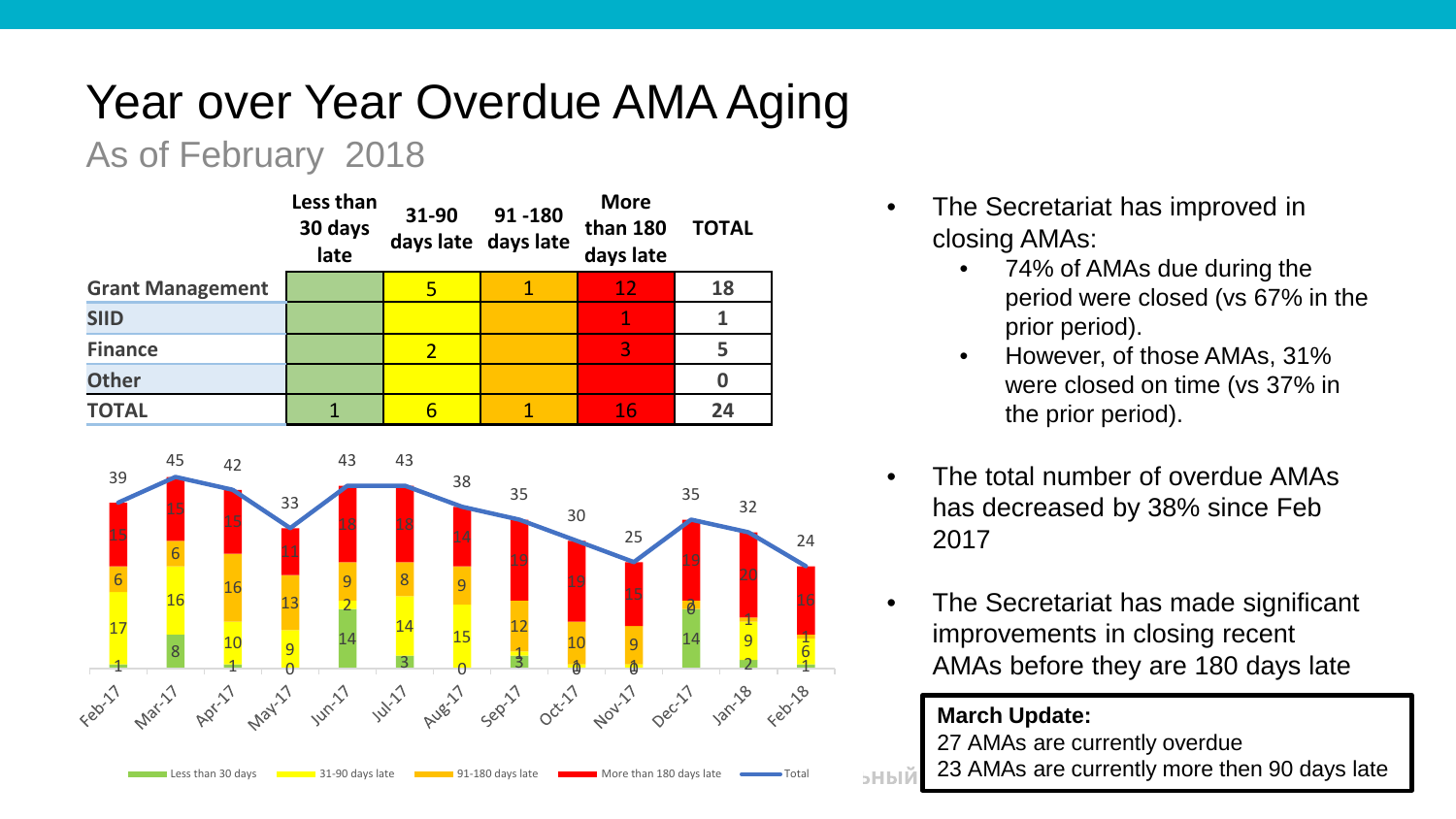# Year over Year Overdue AMA Aging

## As of February 2018

| | Less than 30 days late | 31-90 days late | 91 -180 days late | More than 180 days late | TOTAL |
|---|---|---|---|---|---|
| **Grant Management** | | 5 | 1 | 12 | 18 |
| **SIID** | | | | 1 | 1 |
| **Finance** | | 2 | | 3 | 5 |
| **Other** | | | | | 0 |
| **TOTAL** | 1 | 6 | 1 | 16 | 24 |

| | Feb-17 | Mar-17 | Apr-17 | May-17 | Jun-17 | Jul-17 | Aug-17 | Sep-17 | Oct-17 | Nov-17 | Dec-17 | Jan-18 | Feb-18 |
|---|---|---|---|---|---|---|---|---|---|---|---|---|---|
| Less than 30 days | 1 | 8 | 1 | 0 | 14 | 3 | 0 | 3 | 0 | 0 | 14 | 2 | 1 |
| 31-90 days late | 17 | 16 | 10 | 9 | 2 | 14 | 15 | 1 | 1 | 1 | 0 | 9 | 6 |
| 91-180 days late | 6 | 6 | 16 | 13 | 9 | 8 | 9 | 12 | 10 | 9 | 2 | 1 | 1 |
| More than 180 days late | 15 | 15 | 15 | 11 | 18 | 18 | 14 | 19 | 19 | 15 | 19 | 20 | 16 |
| Total | 39 | 45 | 42 | 33 | 43 | 43 | 38 | 35 | 30 | 25 | 35 | 32 | 24 |

- The Secretariat has improved in closing AMAs:
  - 74% of AMAs due during the period were closed (vs 67% in the prior period).
  - However, of those AMAs, 31% were closed on time (vs 37% in the prior period).
- The total number of overdue AMAs has decreased by 38% since Feb 2017
- The Secretariat has made significant improvements in closing recent AMAs before they are 180 days late

**March Update:**
27 AMAs are currently overdue
23 AMAs are currently more then 90 days late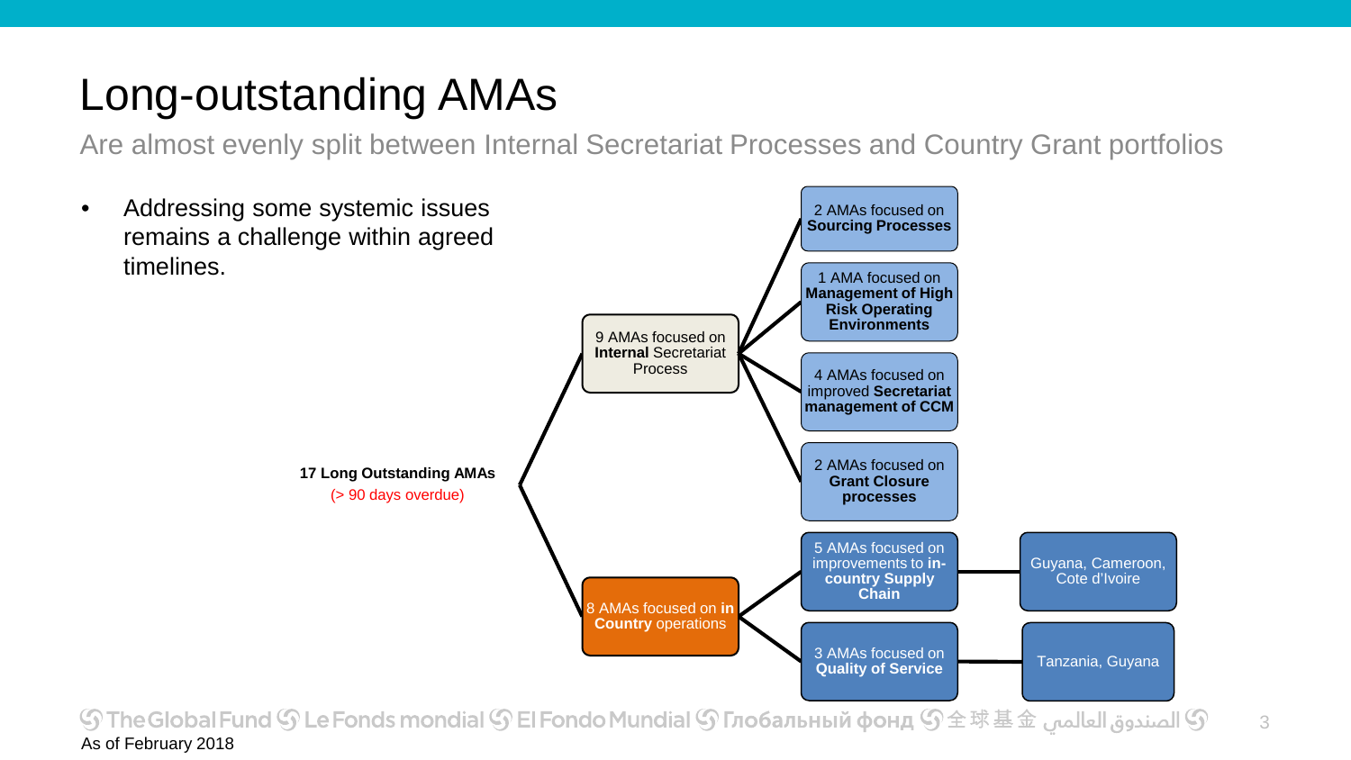# Long-outstanding AMAs

Are almost evenly split between Internal Secretariat Processes and Country Grant portfolios

- Addressing some systemic issues remains a challenge within agreed timelines.

**17 Long Outstanding AMAs**
(> 90 days overdue)

- 9 AMAs focused on **Internal** Secretariat Process
  - 2 AMAs focused on **Sourcing Processes**
  - 1 AMA focused on **Management of High Risk Operating Environments**
  - 4 AMAs focused on improved **Secretariat management of CCM**
  - 2 AMAs focused on **Grant Closure processes**
- 8 AMAs focused on **in Country** operations
  - 5 AMAs focused on improvements to **in-country Supply Chain** — Guyana, Cameroon, Cote d'Ivoire
  - 3 AMAs focused on **Quality of Service** — Tanzania, Guyana

As of February 2018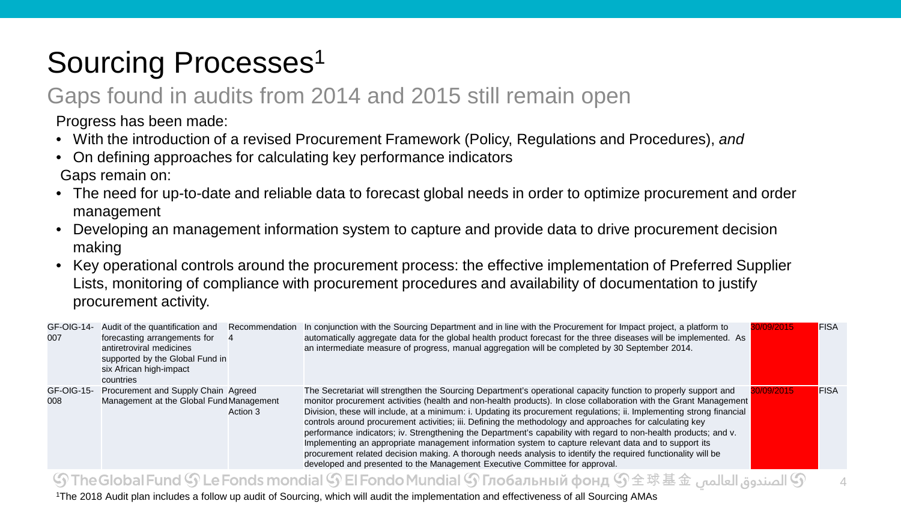# Sourcing Processes[1]

## Gaps found in audits from 2014 and 2015 still remain open

Progress has been made:

- With the introduction of a revised Procurement Framework (Policy, Regulations and Procedures), *and*
- On defining approaches for calculating key performance indicators

Gaps remain on:

- The need for up-to-date and reliable data to forecast global needs in order to optimize procurement and order management
- Developing an management information system to capture and provide data to drive procurement decision making
- Key operational controls around the procurement process: the effective implementation of Preferred Supplier Lists, monitoring of compliance with procurement procedures and availability of documentation to justify procurement activity.

| | | | | | |
|---|---|---|---|---|---|
| GF-OIG-14-007 | Audit of the quantification and forecasting arrangements for antiretroviral medicines supported by the Global Fund in six African high-impact countries | Recommendation 4 | In conjunction with the Sourcing Department and in line with the Procurement for Impact project, a platform to automatically aggregate data for the global health product forecast for the three diseases will be implemented. As an intermediate measure of progress, manual aggregation will be completed by 30 September 2014. | 30/09/2015 | FISA |
| GF-OIG-15-008 | Procurement and Supply Chain Management at the Global Fund | Agreed Management Action 3 | The Secretariat will strengthen the Sourcing Department's operational capacity function to properly support and monitor procurement activities (health and non-health products). In close collaboration with the Grant Management Division, these will include, at a minimum: i. Updating its procurement regulations; ii. Implementing strong financial controls around procurement activities; iii. Defining the methodology and approaches for calculating key performance indicators; iv. Strengthening the Department's capability with regard to non-health products; and v. Implementing an appropriate management information system to capture relevant data and to support its procurement related decision making. A thorough needs analysis to identify the required functionality will be developed and presented to the Management Executive Committee for approval. | 30/09/2015 | FISA |

[1]The 2018 Audit plan includes a follow up audit of Sourcing, which will audit the implementation and effectiveness of all Sourcing AMAs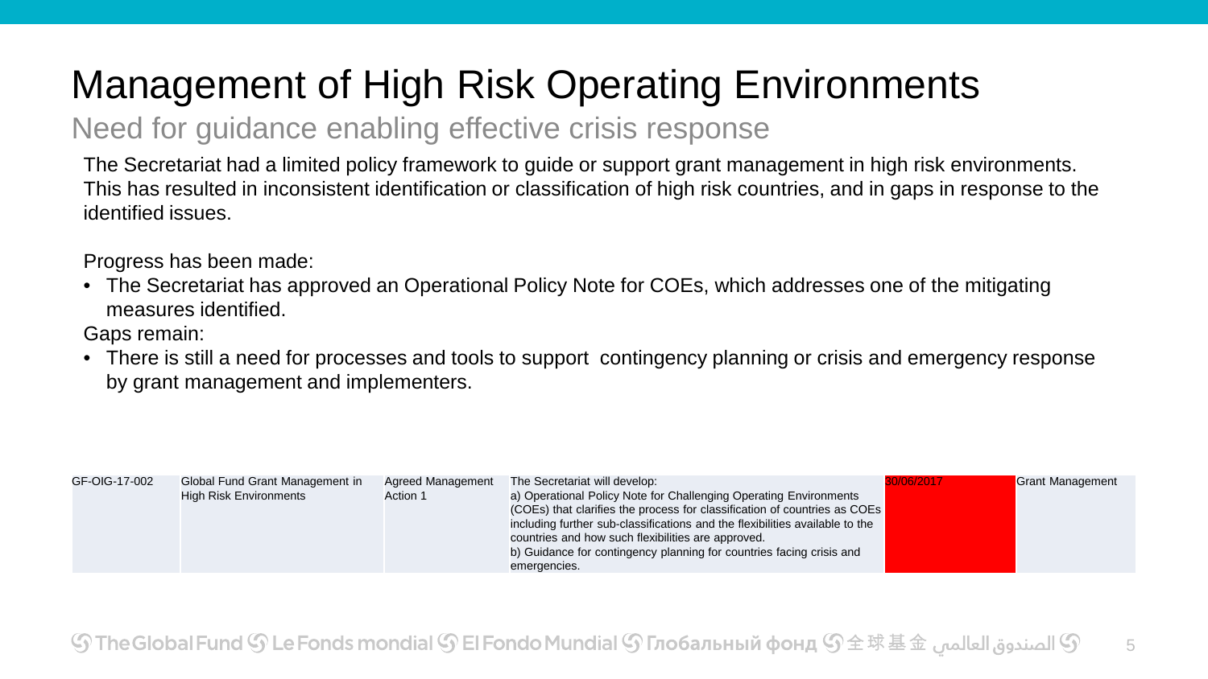# Management of High Risk Operating Environments

## Need for guidance enabling effective crisis response

The Secretariat had a limited policy framework to guide or support grant management in high risk environments. This has resulted in inconsistent identification or classification of high risk countries, and in gaps in response to the identified issues.

Progress has been made:

- The Secretariat has approved an Operational Policy Note for COEs, which addresses one of the mitigating measures identified.

Gaps remain:

- There is still a need for processes and tools to support contingency planning or crisis and emergency response by grant management and implementers.

| | | | | | |
|---|---|---|---|---|---|
| GF-OIG-17-002 | Global Fund Grant Management in High Risk Environments | Agreed Management Action 1 | The Secretariat will develop: a) Operational Policy Note for Challenging Operating Environments (COEs) that clarifies the process for classification of countries as COEs including further sub-classifications and the flexibilities available to the countries and how such flexibilities are approved. b) Guidance for contingency planning for countries facing crisis and emergencies. | 30/06/2017 | Grant Management |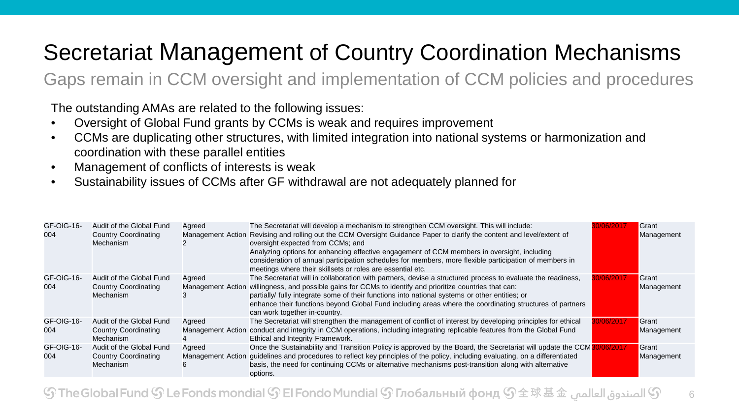# Secretariat Management of Country Coordination Mechanisms

## Gaps remain in CCM oversight and implementation of CCM policies and procedures

The outstanding AMAs are related to the following issues:

- Oversight of Global Fund grants by CCMs is weak and requires improvement
- CCMs are duplicating other structures, with limited integration into national systems or harmonization and coordination with these parallel entities
- Management of conflicts of interests is weak
- Sustainability issues of CCMs after GF withdrawal are not adequately planned for

| | | | | | |
|---|---|---|---|---|---|
| GF-OIG-16-004 | Audit of the Global Fund Country Coordinating Mechanism | Agreed Management Action 2 | The Secretariat will develop a mechanism to strengthen CCM oversight. This will include: Revising and rolling out the CCM Oversight Guidance Paper to clarify the content and level/extent of oversight expected from CCMs; and Analyzing options for enhancing effective engagement of CCM members in oversight, including consideration of annual participation schedules for members, more flexible participation of members in meetings where their skillsets or roles are essential etc. | 30/06/2017 | Grant Management |
| GF-OIG-16-004 | Audit of the Global Fund Country Coordinating Mechanism | Agreed Management Action 3 | The Secretariat will in collaboration with partners, devise a structured process to evaluate the readiness, willingness, and possible gains for CCMs to identify and prioritize countries that can: partially/ fully integrate some of their functions into national systems or other entities; or enhance their functions beyond Global Fund including areas where the coordinating structures of partners can work together in-country. | 30/06/2017 | Grant Management |
| GF-OIG-16-004 | Audit of the Global Fund Country Coordinating Mechanism | Agreed Management Action 4 | The Secretariat will strengthen the management of conflict of interest by developing principles for ethical conduct and integrity in CCM operations, including integrating replicable features from the Global Fund Ethical and Integrity Framework. | 30/06/2017 | Grant Management |
| GF-OIG-16-004 | Audit of the Global Fund Country Coordinating Mechanism | Agreed Management Action 6 | Once the Sustainability and Transition Policy is approved by the Board, the Secretariat will update the CCM guidelines and procedures to reflect key principles of the policy, including evaluating, on a differentiated basis, the need for continuing CCMs or alternative mechanisms post-transition along with alternative options. | 30/06/2017 | Grant Management |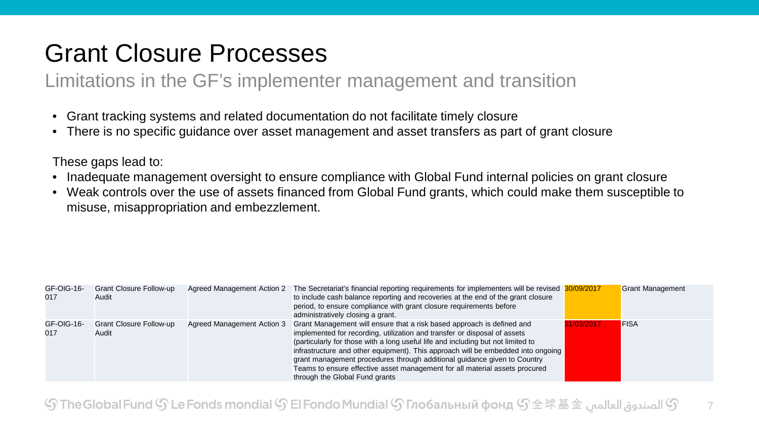# Grant Closure Processes

## Limitations in the GF's implementer management and transition

- Grant tracking systems and related documentation do not facilitate timely closure
- There is no specific guidance over asset management and asset transfers as part of grant closure

These gaps lead to:

- Inadequate management oversight to ensure compliance with Global Fund internal policies on grant closure
- Weak controls over the use of assets financed from Global Fund grants, which could make them susceptible to misuse, misappropriation and embezzlement.

| | | | | | |
|---|---|---|---|---|---|
| GF-OIG-16-017 | Grant Closure Follow-up Audit | Agreed Management Action 2 | The Secretariat's financial reporting requirements for implementers will be revised to include cash balance reporting and recoveries at the end of the grant closure period, to ensure compliance with grant closure requirements before administratively closing a grant. | 30/09/2017 | Grant Management |
| GF-OIG-16-017 | Grant Closure Follow-up Audit | Agreed Management Action 3 | Grant Management will ensure that a risk based approach is defined and implemented for recording, utilization and transfer or disposal of assets (particularly for those with a long useful life and including but not limited to infrastructure and other equipment). This approach will be embedded into ongoing grant management procedures through additional guidance given to Country Teams to ensure effective asset management for all material assets procured through the Global Fund grants | 31/03/2017 | FISA |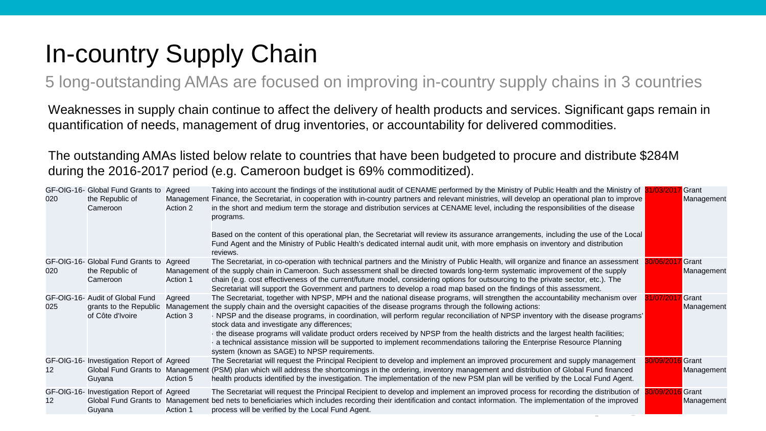# In-country Supply Chain

## 5 long-outstanding AMAs are focused on improving in-country supply chains in 3 countries

Weaknesses in supply chain continue to affect the delivery of health products and services. Significant gaps remain in quantification of needs, management of drug inventories, or accountability for delivered commodities.

The outstanding AMAs listed below relate to countries that have been budgeted to procure and distribute $284M during the 2016-2017 period (e.g. Cameroon budget is 69% commoditized).

| | | | | | |
|---|---|---|---|---|---|
| GF-OIG-16-020 | Global Fund Grants to the Republic of Cameroon | Agreed Management Action 2 | Taking into account the findings of the institutional audit of CENAME performed by the Ministry of Public Health and the Ministry of Finance, the Secretariat, in cooperation with in-country partners and relevant ministries, will develop an operational plan to improve in the short and medium term the storage and distribution services at CENAME level, including the responsibilities of the disease programs.<br><br>Based on the content of this operational plan, the Secretariat will review its assurance arrangements, including the use of the Local Fund Agent and the Ministry of Public Health's dedicated internal audit unit, with more emphasis on inventory and distribution reviews. | 31/03/2017 | Grant Management |
| GF-OIG-16-020 | Global Fund Grants to the Republic of Cameroon | Agreed Management Action 1 | The Secretariat, in co-operation with technical partners and the Ministry of Public Health, will organize and finance an assessment of the supply chain in Cameroon. Such assessment shall be directed towards long-term systematic improvement of the supply chain (e.g. cost effectiveness of the current/future model, considering options for outsourcing to the private sector, etc.). The Secretariat will support the Government and partners to develop a road map based on the findings of this assessment. | 30/06/2017 | Grant Management |
| GF-OIG-16-025 | Audit of Global Fund grants to the Republic of Côte d'Ivoire | Agreed Management Action 3 | The Secretariat, together with NPSP, MPH and the national disease programs, will strengthen the accountability mechanism over the supply chain and the oversight capacities of the disease programs through the following actions:<br>· NPSP and the disease programs, in coordination, will perform regular reconciliation of NPSP inventory with the disease programs' stock data and investigate any differences;<br>· the disease programs will validate product orders received by NPSP from the health districts and the largest health facilities;<br>· a technical assistance mission will be supported to implement recommendations tailoring the Enterprise Resource Planning system (known as SAGE) to NPSP requirements. | 31/07/2017 | Grant Management |
| GF-OIG-16-12 | Investigation Report of Global Fund Grants to Guyana | Agreed Management Action 5 | The Secretariat will request the Principal Recipient to develop and implement an improved procurement and supply management (PSM) plan which will address the shortcomings in the ordering, inventory management and distribution of Global Fund financed health products identified by the investigation. The implementation of the new PSM plan will be verified by the Local Fund Agent. | 30/09/2016 | Grant Management |
| GF-OIG-16-12 | Investigation Report of Global Fund Grants to Guyana | Agreed Management Action 1 | The Secretariat will request the Principal Recipient to develop and implement an improved process for recording the distribution of bed nets to beneficiaries which includes recording their identification and contact information. The implementation of the improved process will be verified by the Local Fund Agent. | 30/09/2016 | Grant Management |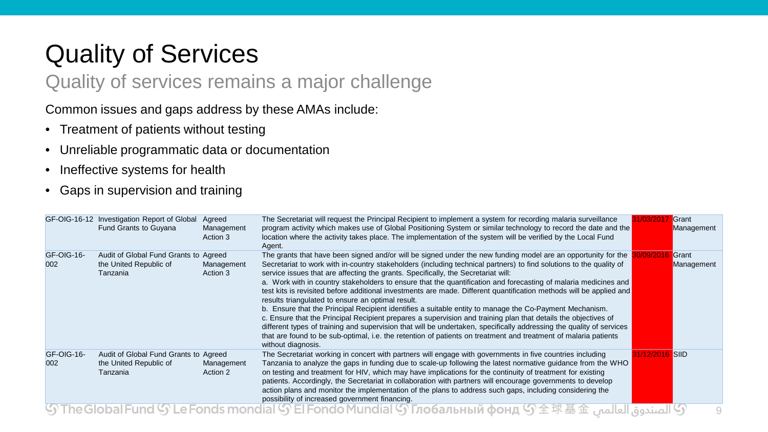# Quality of Services

## Quality of services remains a major challenge

Common issues and gaps address by these AMAs include:

- Treatment of patients without testing
- Unreliable programmatic data or documentation
- Ineffective systems for health
- Gaps in supervision and training

| | | | | | |
|---|---|---|---|---|---|
| GF-OIG-16-12 | Investigation Report of Global Fund Grants to Guyana | Agreed Management Action 3 | The Secretariat will request the Principal Recipient to implement a system for recording malaria surveillance program activity which makes use of Global Positioning System or similar technology to record the date and the location where the activity takes place. The implementation of the system will be verified by the Local Fund Agent. | 31/03/2017 | Grant Management |
| GF-OIG-16-002 | Audit of Global Fund Grants to the United Republic of Tanzania | Agreed Management Action 3 | The grants that have been signed and/or will be signed under the new funding model are an opportunity for the Secretariat to work with in-country stakeholders (including technical partners) to find solutions to the quality of service issues that are affecting the grants. Specifically, the Secretariat will:<br>a. Work with in country stakeholders to ensure that the quantification and forecasting of malaria medicines and test kits is revisited before additional investments are made. Different quantification methods will be applied and results triangulated to ensure an optimal result.<br>b. Ensure that the Principal Recipient identifies a suitable entity to manage the Co-Payment Mechanism.<br>c. Ensure that the Principal Recipient prepares a supervision and training plan that details the objectives of different types of training and supervision that will be undertaken, specifically addressing the quality of services that are found to be sub-optimal, i.e. the retention of patients on treatment and treatment of malaria patients without diagnosis. | 30/09/2016 | Grant Management |
| GF-OIG-16-002 | Audit of Global Fund Grants to the United Republic of Tanzania | Agreed Management Action 2 | The Secretariat working in concert with partners will engage with governments in five countries including Tanzania to analyze the gaps in funding due to scale-up following the latest normative guidance from the WHO on testing and treatment for HIV, which may have implications for the continuity of treatment for existing patients. Accordingly, the Secretariat in collaboration with partners will encourage governments to develop action plans and monitor the implementation of the plans to address such gaps, including considering the possibility of increased government financing. | 31/12/2016 | SIID |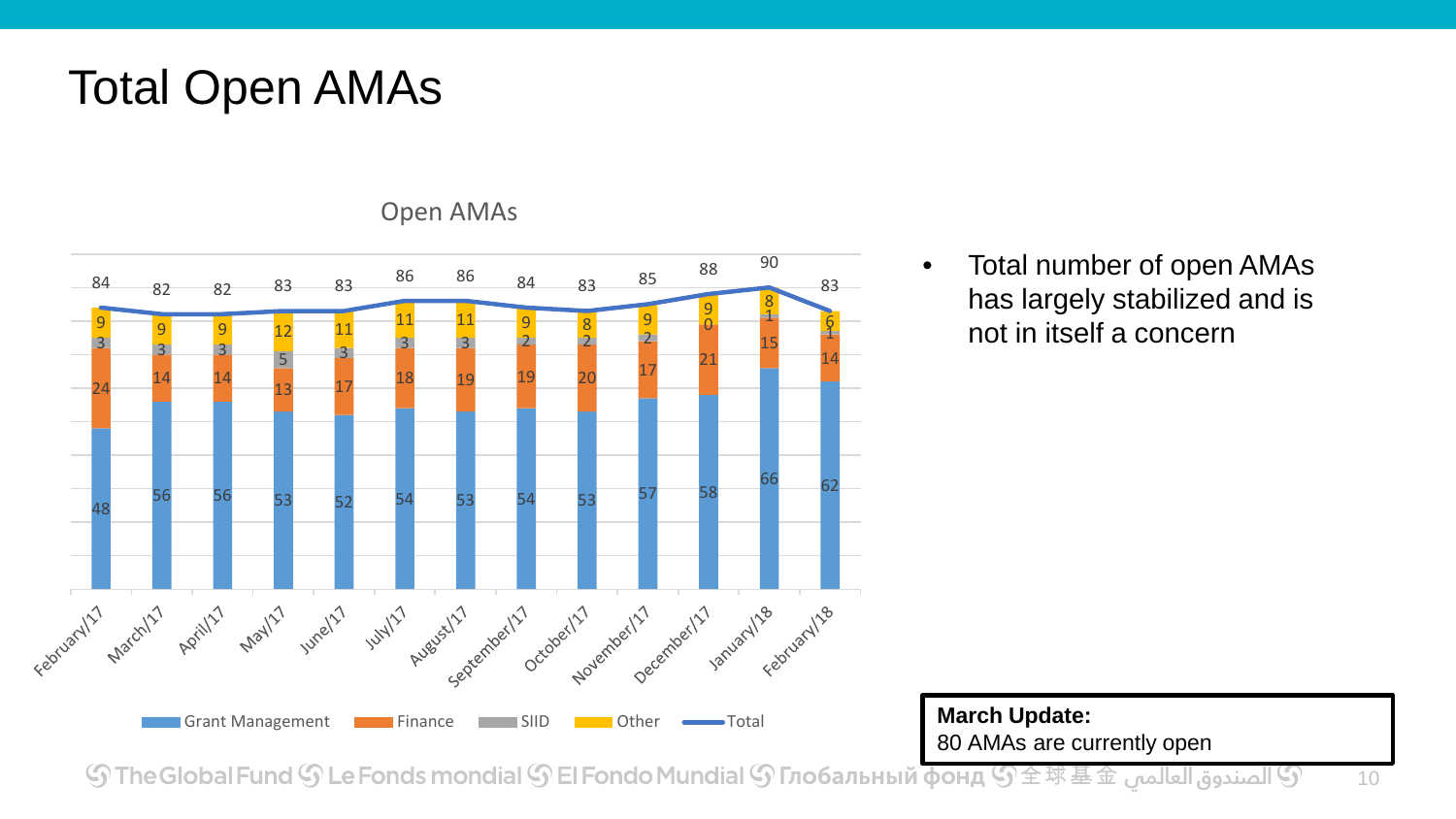# Total Open AMAs

**Open AMAs**

| Month | Grant Management | Finance | SIID | Other | Total |
|---|---|---|---|---|---|
| February/17 | 48 | 24 | 3 | 9 | 84 |
| March/17 | 56 | 14 | 3 | 9 | 82 |
| April/17 | 56 | 14 | 3 | 9 | 82 |
| May/17 | 53 | 13 | 5 | 12 | 83 |
| June/17 | 52 | 17 | 3 | 11 | 83 |
| July/17 | 54 | 18 | 3 | 11 | 86 |
| August/17 | 53 | 19 | 3 | 11 | 86 |
| September/17 | 54 | 19 | 2 | 9 | 84 |
| October/17 | 53 | 20 | 2 | 8 | 83 |
| November/17 | 57 | 17 | 2 | 9 | 85 |
| December/17 | 58 | 21 | 0 | 9 | 88 |
| January/18 | 66 | 15 | 1 | 8 | 90 |
| February/18 | 62 | 14 | 1 | 6 | 83 |

- Total number of open AMAs has largely stabilized and is not in itself a concern

**March Update:**
80 AMAs are currently open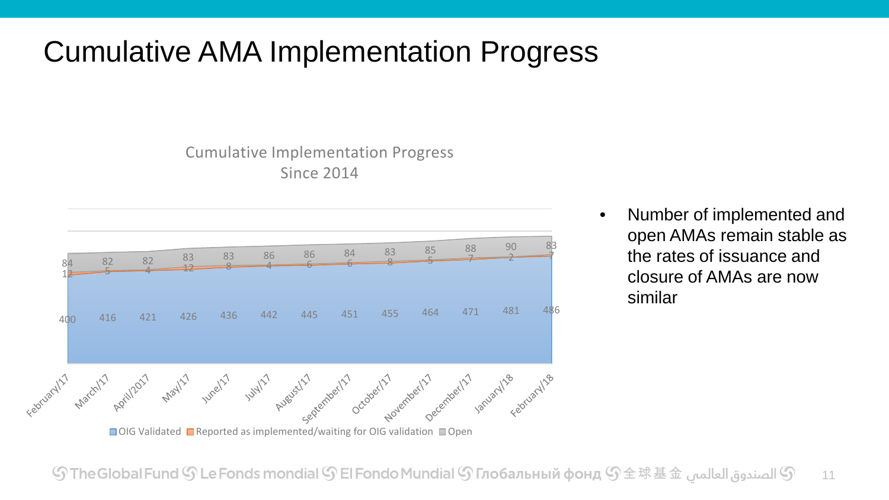# Cumulative AMA Implementation Progress

**Cumulative Implementation Progress Since 2014**

| Month | OIG Validated | Reported as implemented/waiting for OIG validation | Open |
|---|---|---|---|
| February/17 | 400 | 12 | 84 |
| March/17 | 416 | 5 | 82 |
| April/2017 | 421 | 4 | 82 |
| May/17 | 426 | 12 | 83 |
| June/17 | 436 | 8 | 83 |
| July/17 | 442 | 4 | 86 |
| August/17 | 445 | 6 | 86 |
| September/17 | 451 | 6 | 84 |
| October/17 | 455 | 8 | 83 |
| November/17 | 464 | 5 | 85 |
| December/17 | 471 | 7 | 88 |
| January/18 | 481 | 2 | 90 |
| February/18 | 486 | 7 | 83 |

- Number of implemented and open AMAs remain stable as the rates of issuance and closure of AMAs are now similar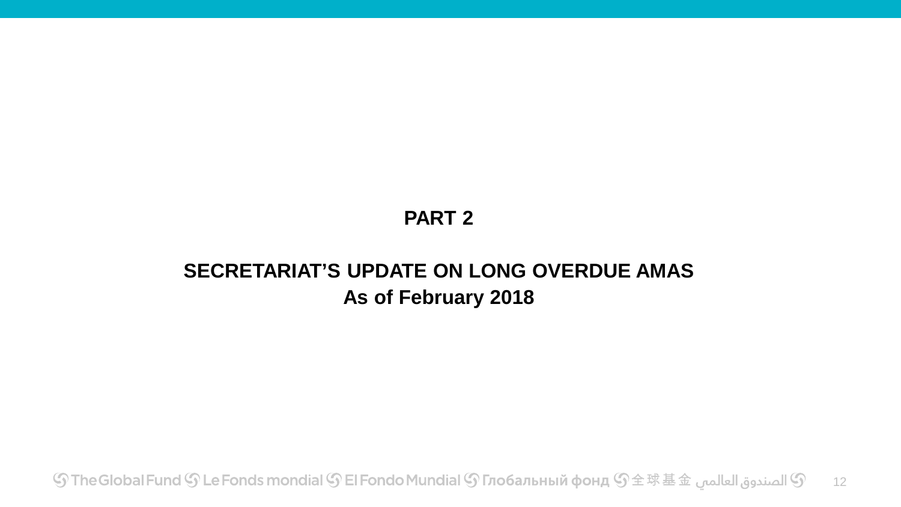# PART 2

## SECRETARIAT'S UPDATE ON LONG OVERDUE AMAS
## As of February 2018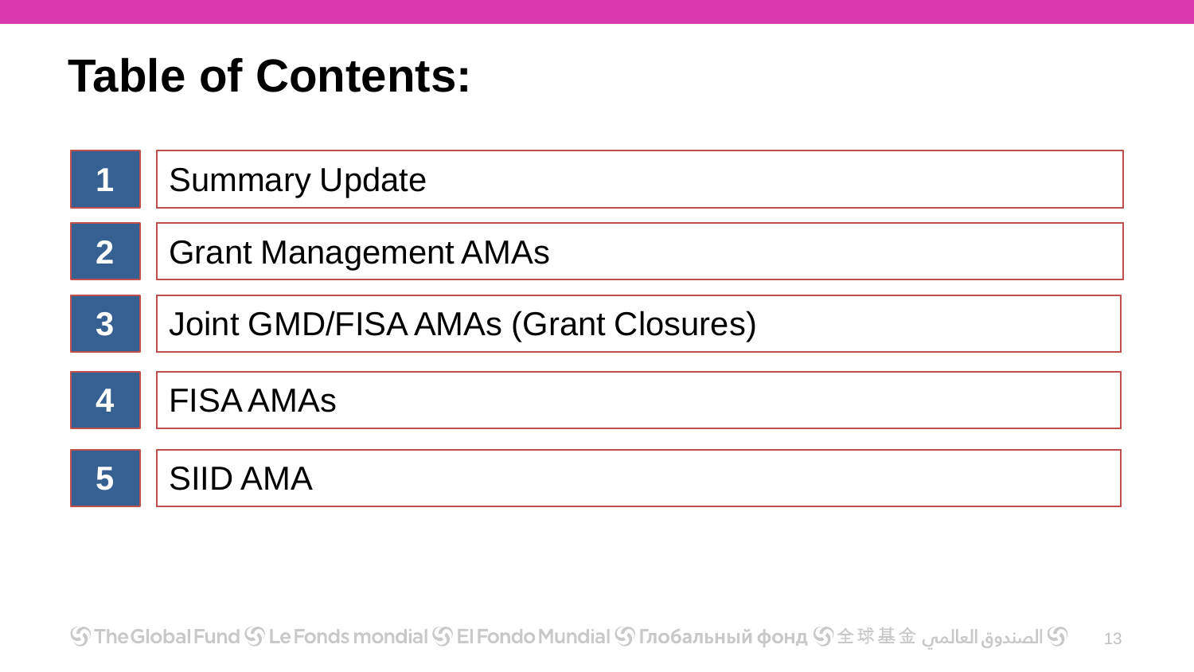# Table of Contents:

1. Summary Update
2. Grant Management AMAs
3. Joint GMD/FISA AMAs (Grant Closures)
4. FISA AMAs
5. SIID AMA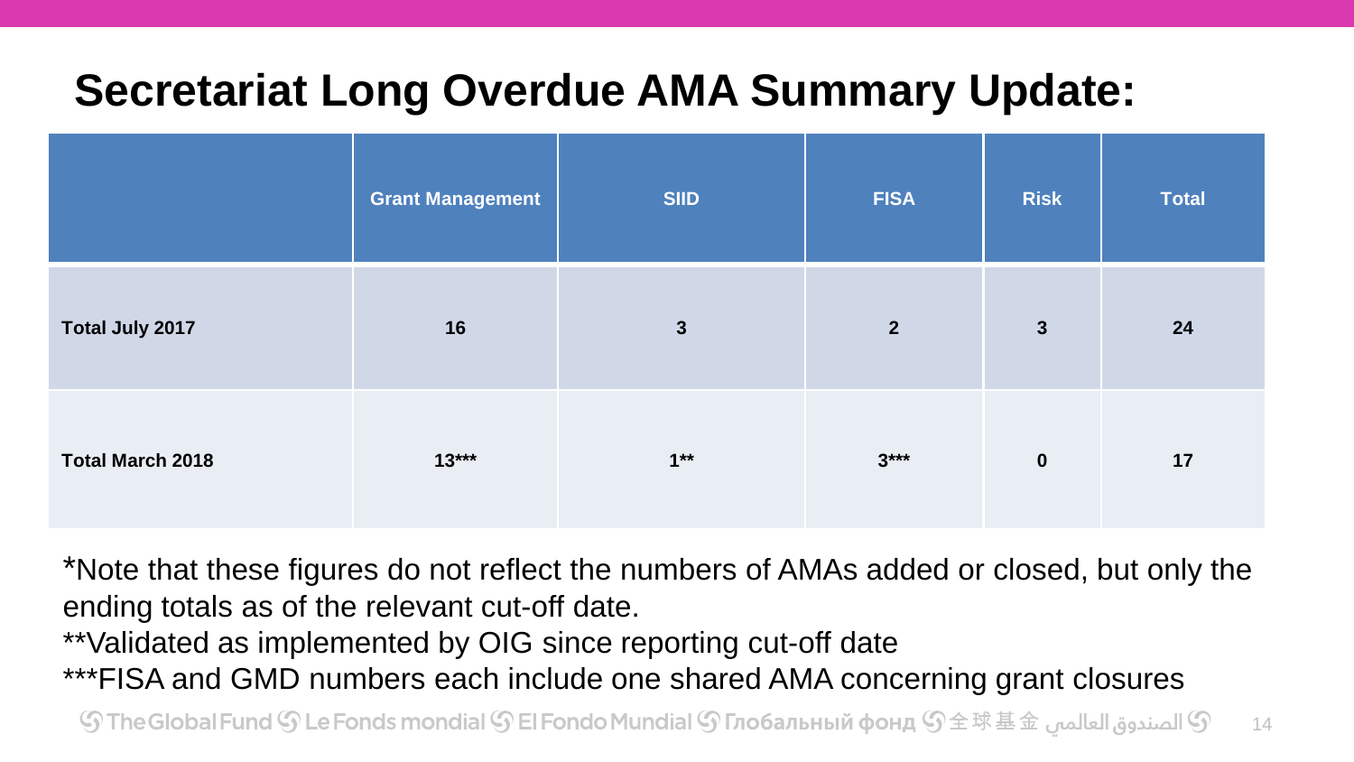# Secretariat Long Overdue AMA Summary Update:

| | Grant Management | SIID | FISA | Risk | Total |
|---|---|---|---|---|---|
| **Total July 2017** | 16 | 3 | 2 | 3 | 24 |
| **Total March 2018** | 13*** | 1** | 3*** | 0 | 17 |

*Note that these figures do not reflect the numbers of AMAs added or closed, but only the ending totals as of the relevant cut-off date.

**Validated as implemented by OIG since reporting cut-off date

***FISA and GMD numbers each include one shared AMA concerning grant closures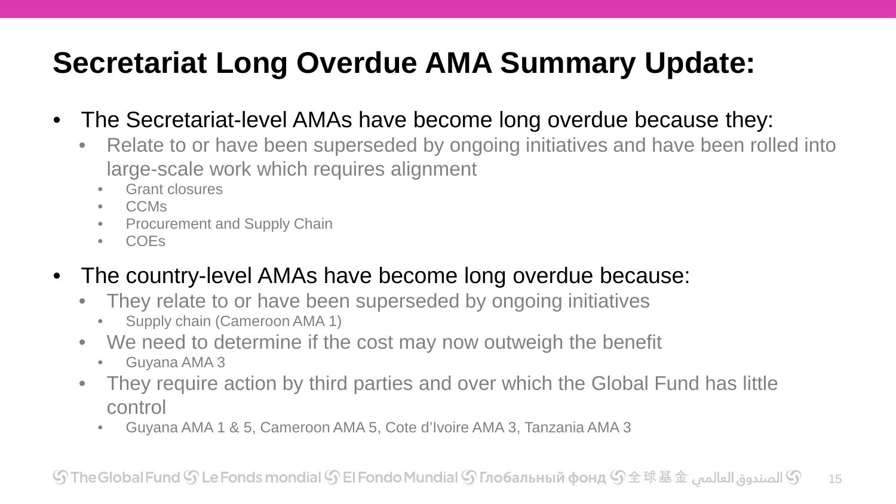# Secretariat Long Overdue AMA Summary Update:

- The Secretariat-level AMAs have become long overdue because they:
  - Relate to or have been superseded by ongoing initiatives and have been rolled into large-scale work which requires alignment
    - Grant closures
    - CCMs
    - Procurement and Supply Chain
    - COEs
- The country-level AMAs have become long overdue because:
  - They relate to or have been superseded by ongoing initiatives
    - Supply chain (Cameroon AMA 1)
  - We need to determine if the cost may now outweigh the benefit
    - Guyana AMA 3
  - They require action by third parties and over which the Global Fund has little control
    - Guyana AMA 1 & 5, Cameroon AMA 5, Cote d'Ivoire AMA 3, Tanzania AMA 3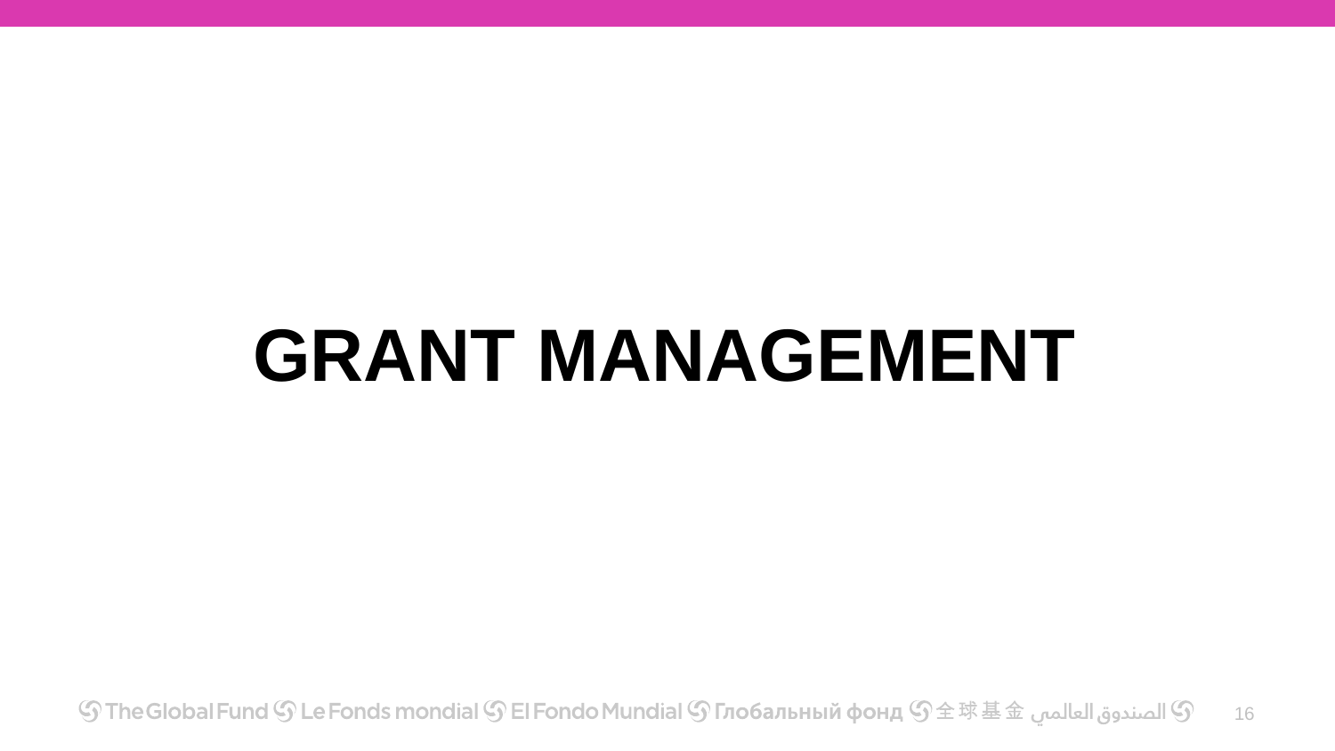# GRANT MANAGEMENT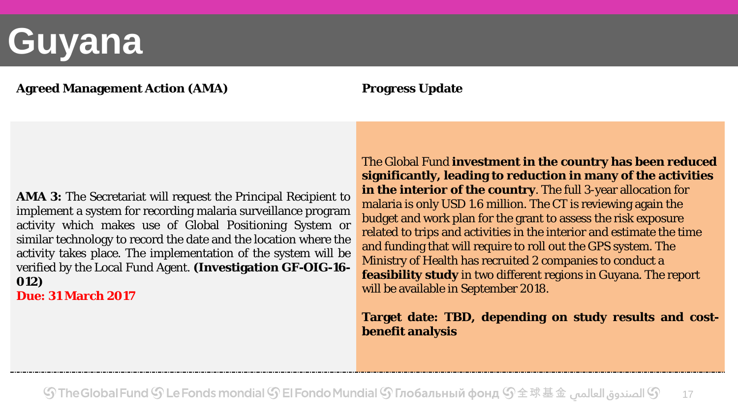# Guyana

| Agreed Management Action (AMA) | Progress Update |
|---|---|
| **AMA 3:** The Secretariat will request the Principal Recipient to implement a system for recording malaria surveillance program activity which makes use of Global Positioning System or similar technology to record the date and the location where the activity takes place. The implementation of the system will be verified by the Local Fund Agent. **(Investigation GF-OIG-16-012)** **Due: 31 March 2017** | The Global Fund **investment in the country has been reduced significantly, leading to reduction in many of the activities in the interior of the country**. The full 3-year allocation for malaria is only USD 1.6 million. The CT is reviewing again the budget and work plan for the grant to assess the risk exposure related to trips and activities in the interior and estimate the time and funding that will require to roll out the GPS system. The Ministry of Health has recruited 2 companies to conduct a **feasibility study** in two different regions in Guyana. The report will be available in September 2018. **Target date: TBD, depending on study results and cost-benefit analysis** |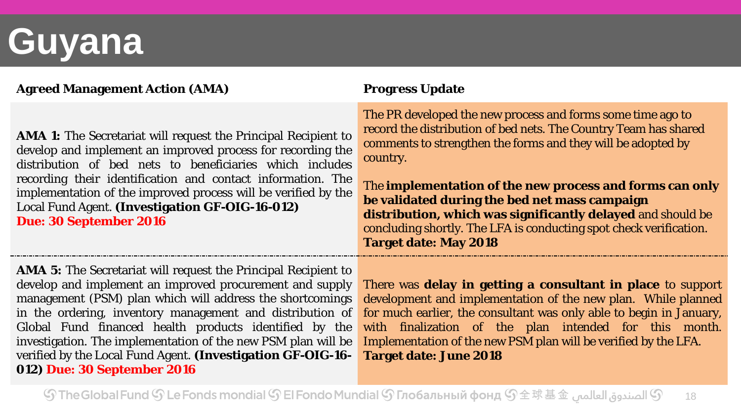# Guyana

| Agreed Management Action (AMA) | Progress Update |
| --- | --- |
| **AMA 1:** The Secretariat will request the Principal Recipient to develop and implement an improved process for recording the distribution of bed nets to beneficiaries which includes recording their identification and contact information. The implementation of the improved process will be verified by the Local Fund Agent. **(Investigation GF-OIG-16-012)** **Due: 30 September 2016** | The PR developed the new process and forms some time ago to record the distribution of bed nets. The Country Team has shared comments to strengthen the forms and they will be adopted by country.<br><br>The **implementation of the new process and forms can only be validated during the bed net mass campaign distribution, which was significantly delayed** and should be concluding shortly. The LFA is conducting spot check verification. **Target date: May 2018** |
| **AMA 5:** The Secretariat will request the Principal Recipient to develop and implement an improved procurement and supply management (PSM) plan which will address the shortcomings in the ordering, inventory management and distribution of Global Fund financed health products identified by the investigation. The implementation of the new PSM plan will be verified by the Local Fund Agent. **(Investigation GF-OIG-16-012)** **Due: 30 September 2016** | There was **delay in getting a consultant in place** to support development and implementation of the new plan. While planned for much earlier, the consultant was only able to begin in January, with finalization of the plan intended for this month. Implementation of the new PSM plan will be verified by the LFA. **Target date: June 2018** |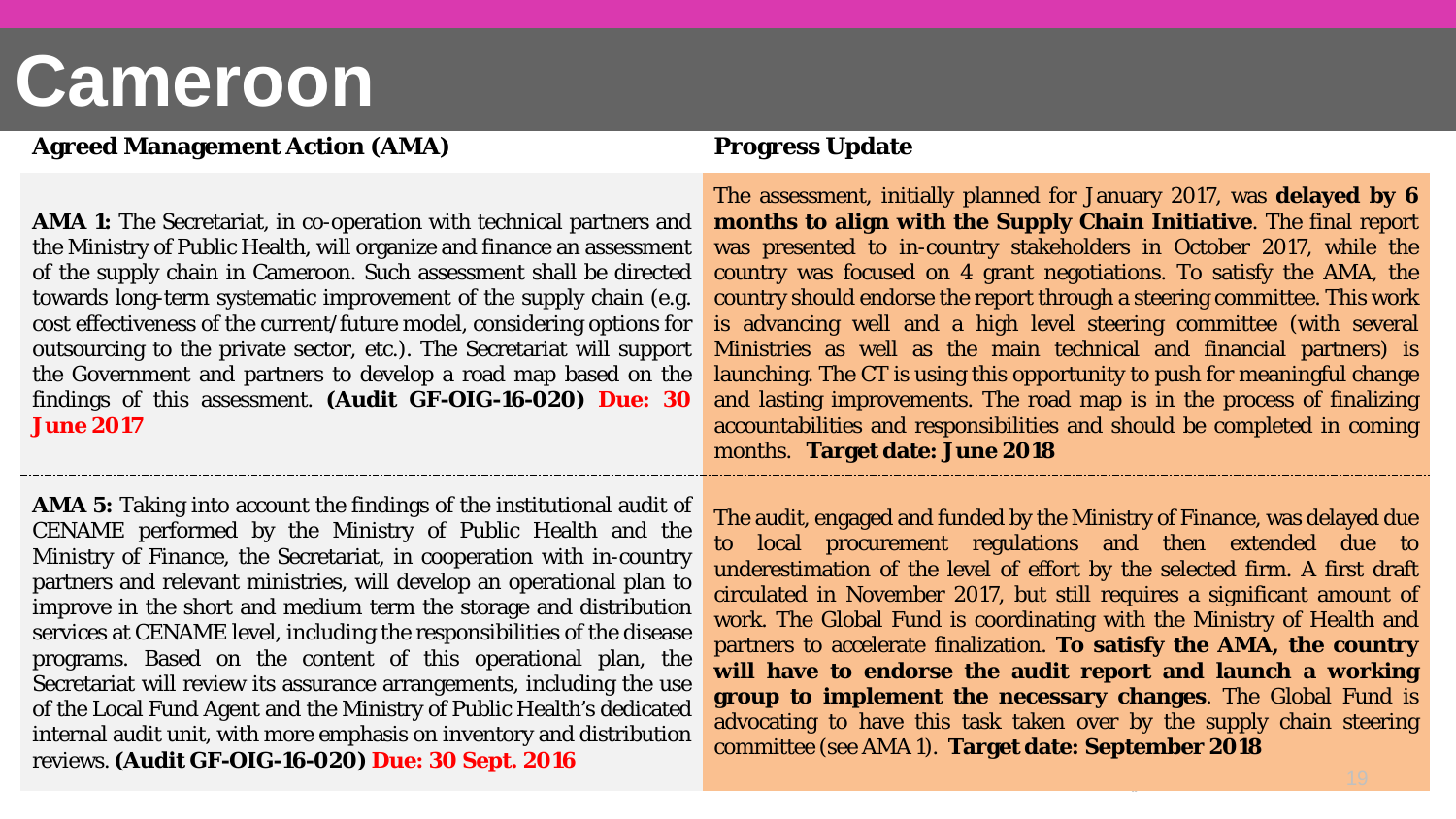# Cameroon

| Agreed Management Action (AMA) | Progress Update |
|---|---|
| **AMA 1:** The Secretariat, in co-operation with technical partners and the Ministry of Public Health, will organize and finance an assessment of the supply chain in Cameroon. Such assessment shall be directed towards long-term systematic improvement of the supply chain (e.g. cost effectiveness of the current/future model, considering options for outsourcing to the private sector, etc.). The Secretariat will support the Government and partners to develop a road map based on the findings of this assessment. **(Audit GF-OIG-16-020) Due: 30 June 2017** | The assessment, initially planned for January 2017, was **delayed by 6 months to align with the Supply Chain Initiative**. The final report was presented to in-country stakeholders in October 2017, while the country was focused on 4 grant negotiations. To satisfy the AMA, the country should endorse the report through a steering committee. This work is advancing well and a high level steering committee (with several Ministries as well as the main technical and financial partners) is launching. The CT is using this opportunity to push for meaningful change and lasting improvements. The road map is in the process of finalizing accountabilities and responsibilities and should be completed in coming months. **Target date: June 2018** |
| **AMA 5:** Taking into account the findings of the institutional audit of CENAME performed by the Ministry of Public Health and the Ministry of Finance, the Secretariat, in cooperation with in-country partners and relevant ministries, will develop an operational plan to improve in the short and medium term the storage and distribution services at CENAME level, including the responsibilities of the disease programs. Based on the content of this operational plan, the Secretariat will review its assurance arrangements, including the use of the Local Fund Agent and the Ministry of Public Health's dedicated internal audit unit, with more emphasis on inventory and distribution reviews. **(Audit GF-OIG-16-020) Due: 30 Sept. 2016** | The audit, engaged and funded by the Ministry of Finance, was delayed due to local procurement regulations and then extended due to underestimation of the level of effort by the selected firm. A first draft circulated in November 2017, but still requires a significant amount of work. The Global Fund is coordinating with the Ministry of Health and partners to accelerate finalization. **To satisfy the AMA, the country will have to endorse the audit report and launch a working group to implement the necessary changes**. The Global Fund is advocating to have this task taken over by the supply chain steering committee (see AMA 1). **Target date: September 2018** |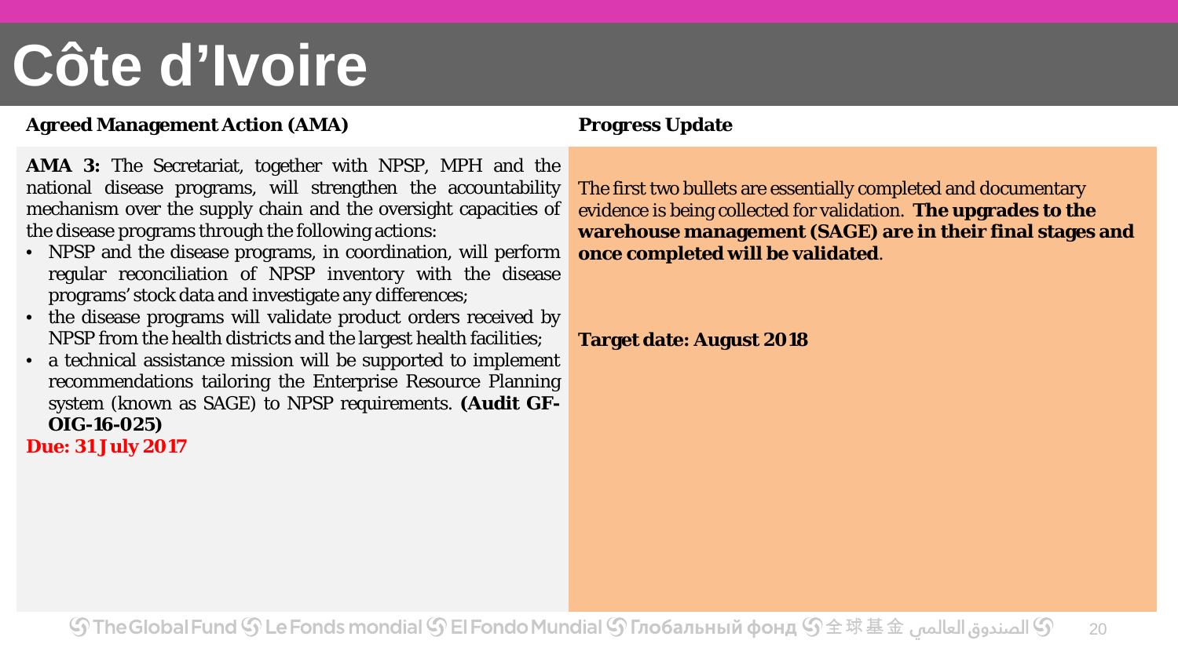# Côte d'Ivoire

| Agreed Management Action (AMA) | Progress Update |
| --- | --- |
| **AMA 3:** The Secretariat, together with NPSP, MPH and the national disease programs, will strengthen the accountability mechanism over the supply chain and the oversight capacities of the disease programs through the following actions:<br>• NPSP and the disease programs, in coordination, will perform regular reconciliation of NPSP inventory with the disease programs' stock data and investigate any differences;<br>• the disease programs will validate product orders received by NPSP from the health districts and the largest health facilities;<br>• a technical assistance mission will be supported to implement recommendations tailoring the Enterprise Resource Planning system (known as SAGE) to NPSP requirements. **(Audit GF-OIG-16-025)**<br>**Due: 31 July 2017** | The first two bullets are essentially completed and documentary evidence is being collected for validation. **The upgrades to the warehouse management (SAGE) are in their final stages and once completed will be validated**.<br><br>**Target date: August 2018** |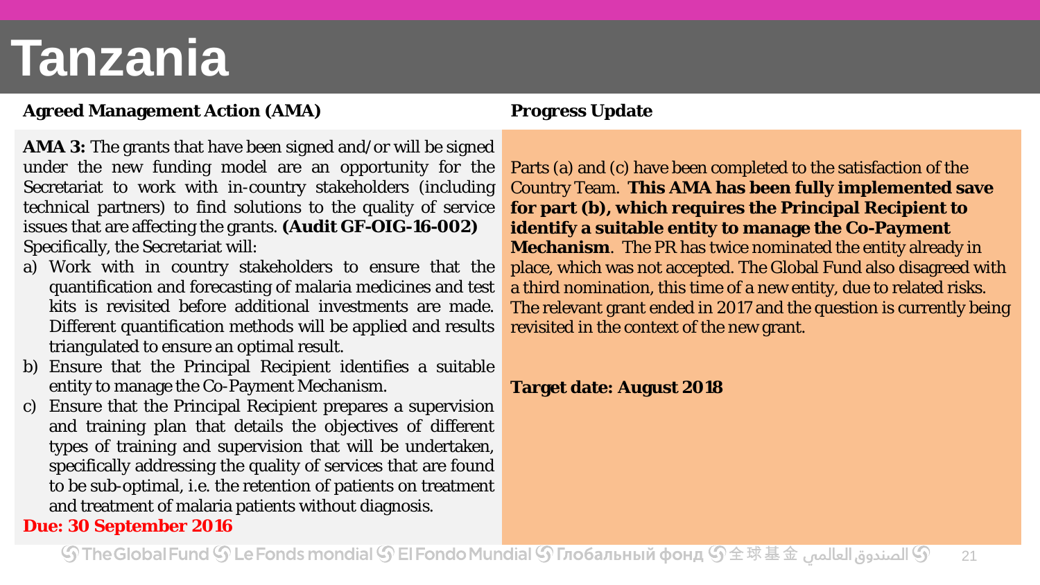# Tanzania

| Agreed Management Action (AMA) | Progress Update |
| --- | --- |
| **AMA 3:** The grants that have been signed and/or will be signed under the new funding model are an opportunity for the Secretariat to work with in-country stakeholders (including technical partners) to find solutions to the quality of service issues that are affecting the grants. **(Audit GF-OIG-16-002)**<br>Specifically, the Secretariat will:<br>a) Work with in country stakeholders to ensure that the quantification and forecasting of malaria medicines and test kits is revisited before additional investments are made. Different quantification methods will be applied and results triangulated to ensure an optimal result.<br>b) Ensure that the Principal Recipient identifies a suitable entity to manage the Co-Payment Mechanism.<br>c) Ensure that the Principal Recipient prepares a supervision and training plan that details the objectives of different types of training and supervision that will be undertaken, specifically addressing the quality of services that are found to be sub-optimal, i.e. the retention of patients on treatment and treatment of malaria patients without diagnosis.<br>**Due: 30 September 2016** | Parts (a) and (c) have been completed to the satisfaction of the Country Team. **This AMA has been fully implemented save for part (b), which requires the Principal Recipient to identify a suitable entity to manage the Co-Payment Mechanism**. The PR has twice nominated the entity already in place, which was not accepted. The Global Fund also disagreed with a third nomination, this time of a new entity, due to related risks. The relevant grant ended in 2017 and the question is currently being revisited in the context of the new grant.<br><br>**Target date: August 2018** |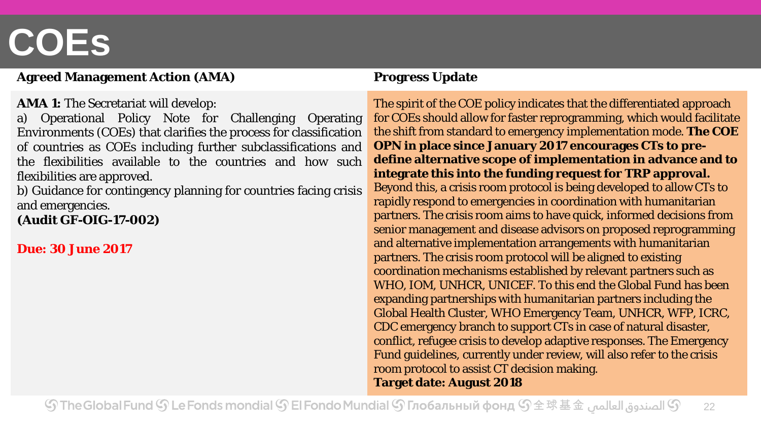# COEs

| Agreed Management Action (AMA) | Progress Update |
| --- | --- |
| **AMA 1:** The Secretariat will develop:<br>a) Operational Policy Note for Challenging Operating Environments (COEs) that clarifies the process for classification of countries as COEs including further subclassifications and the flexibilities available to the countries and how such flexibilities are approved.<br>b) Guidance for contingency planning for countries facing crisis and emergencies.<br>**(Audit GF-OIG-17-002)**<br><br>**Due: 30 June 2017** | The spirit of the COE policy indicates that the differentiated approach for COEs should allow for faster reprogramming, which would facilitate the shift from standard to emergency implementation mode. **The COE OPN in place since January 2017 encourages CTs to pre-define alternative scope of implementation in advance and to integrate this into the funding request for TRP approval.** Beyond this, a crisis room protocol is being developed to allow CTs to rapidly respond to emergencies in coordination with humanitarian partners. The crisis room aims to have quick, informed decisions from senior management and disease advisors on proposed reprogramming and alternative implementation arrangements with humanitarian partners. The crisis room protocol will be aligned to existing coordination mechanisms established by relevant partners such as WHO, IOM, UNHCR, UNICEF. To this end the Global Fund has been expanding partnerships with humanitarian partners including the Global Health Cluster, WHO Emergency Team, UNHCR, WFP, ICRC, CDC emergency branch to support CTs in case of natural disaster, conflict, refugee crisis to develop adaptive responses. The Emergency Fund guidelines, currently under review, will also refer to the crisis room protocol to assist CT decision making.<br>**Target date: August 2018** |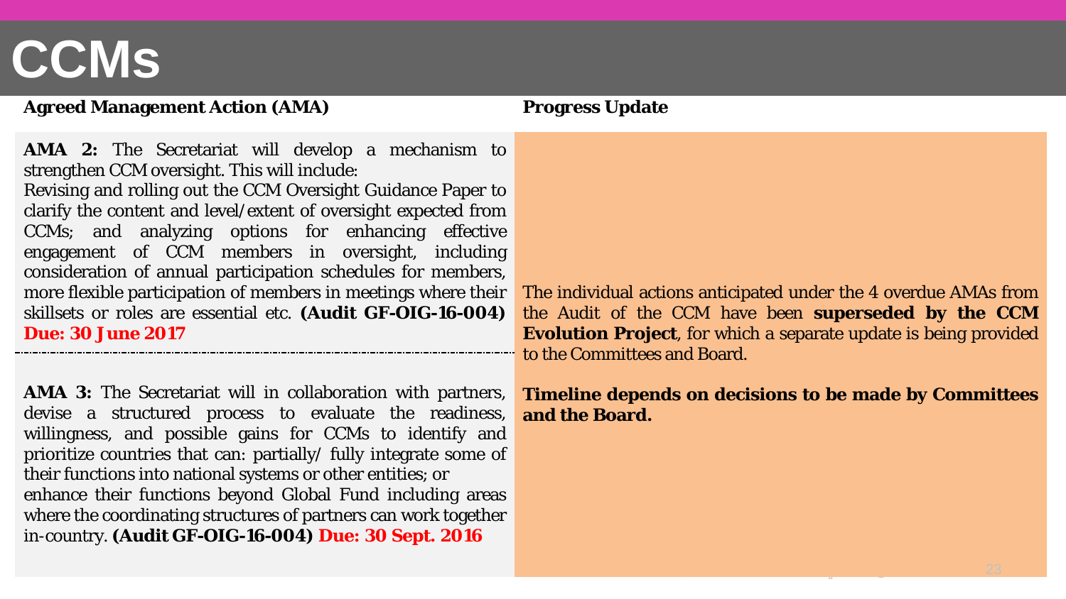# CCMs

| Agreed Management Action (AMA) | Progress Update |
| --- | --- |
| **AMA 2:** The Secretariat will develop a mechanism to strengthen CCM oversight. This will include: Revising and rolling out the CCM Oversight Guidance Paper to clarify the content and level/extent of oversight expected from CCMs; and analyzing options for enhancing effective engagement of CCM members in oversight, including consideration of annual participation schedules for members, more flexible participation of members in meetings where their skillsets or roles are essential etc. **(Audit GF-OIG-16-004) Due: 30 June 2017** | The individual actions anticipated under the 4 overdue AMAs from the Audit of the CCM have been **superseded by the CCM Evolution Project**, for which a separate update is being provided to the Committees and Board.<br><br>**Timeline depends on decisions to be made by Committees and the Board.** |
| **AMA 3:** The Secretariat will in collaboration with partners, devise a structured process to evaluate the readiness, willingness, and possible gains for CCMs to identify and prioritize countries that can: partially/ fully integrate some of their functions into national systems or other entities; or enhance their functions beyond Global Fund including areas where the coordinating structures of partners can work together in-country. **(Audit GF-OIG-16-004) Due: 30 Sept. 2016** | |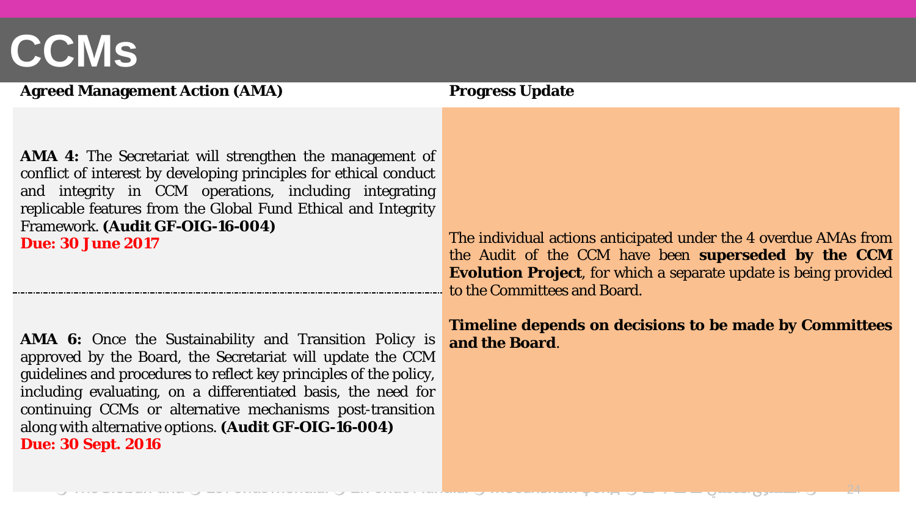# CCMs

| Agreed Management Action (AMA) | Progress Update |
| --- | --- |
| **AMA 4:** The Secretariat will strengthen the management of conflict of interest by developing principles for ethical conduct and integrity in CCM operations, including integrating replicable features from the Global Fund Ethical and Integrity Framework. **(Audit GF-OIG-16-004)** **Due: 30 June 2017** | The individual actions anticipated under the 4 overdue AMAs from the Audit of the CCM have been **superseded by the CCM Evolution Project**, for which a separate update is being provided to the Committees and Board. **Timeline depends on decisions to be made by Committees and the Board**. |
| **AMA 6:** Once the Sustainability and Transition Policy is approved by the Board, the Secretariat will update the CCM guidelines and procedures to reflect key principles of the policy, including evaluating, on a differentiated basis, the need for continuing CCMs or alternative mechanisms post-transition along with alternative options. **(Audit GF-OIG-16-004)** **Due: 30 Sept. 2016** | |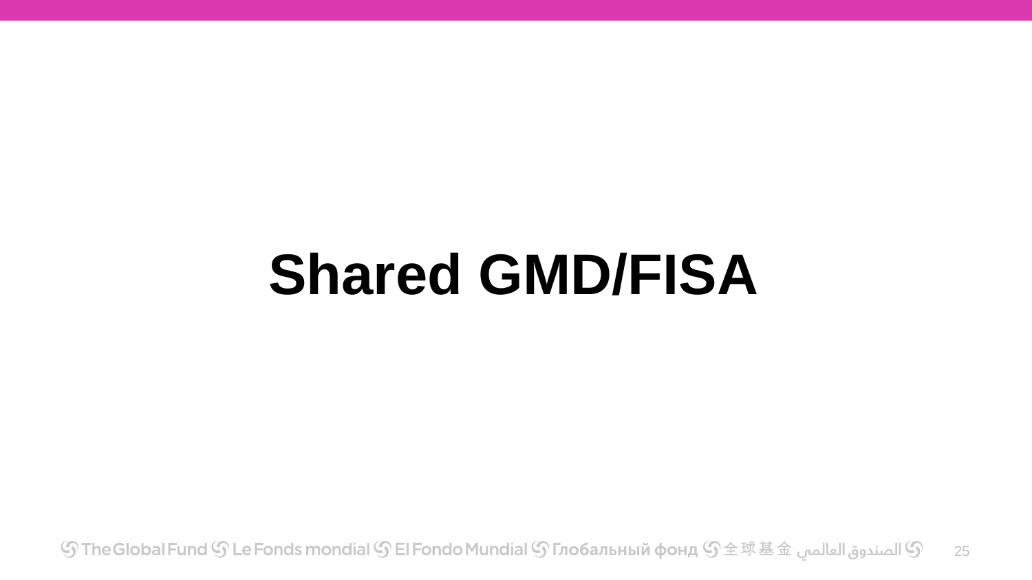# Shared GMD/FISA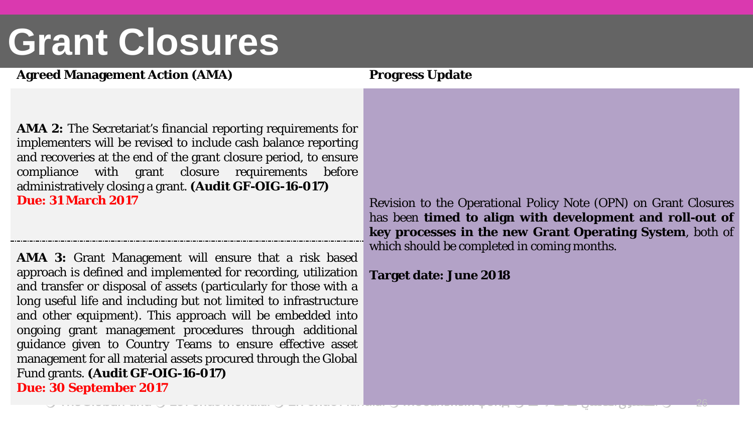# Grant Closures

| Agreed Management Action (AMA) | Progress Update |
|---|---|
| **AMA 2:** The Secretariat's financial reporting requirements for implementers will be revised to include cash balance reporting and recoveries at the end of the grant closure period, to ensure compliance with grant closure requirements before administratively closing a grant. **(Audit GF-OIG-16-017)** **Due: 31 March 2017** | Revision to the Operational Policy Note (OPN) on Grant Closures has been **timed to align with development and roll-out of key processes in the new Grant Operating System**, both of which should be completed in coming months. **Target date: June 2018** |
| **AMA 3:** Grant Management will ensure that a risk based approach is defined and implemented for recording, utilization and transfer or disposal of assets (particularly for those with a long useful life and including but not limited to infrastructure and other equipment). This approach will be embedded into ongoing grant management procedures through additional guidance given to Country Teams to ensure effective asset management for all material assets procured through the Global Fund grants. **(Audit GF-OIG-16-017)** **Due: 30 September 2017** | |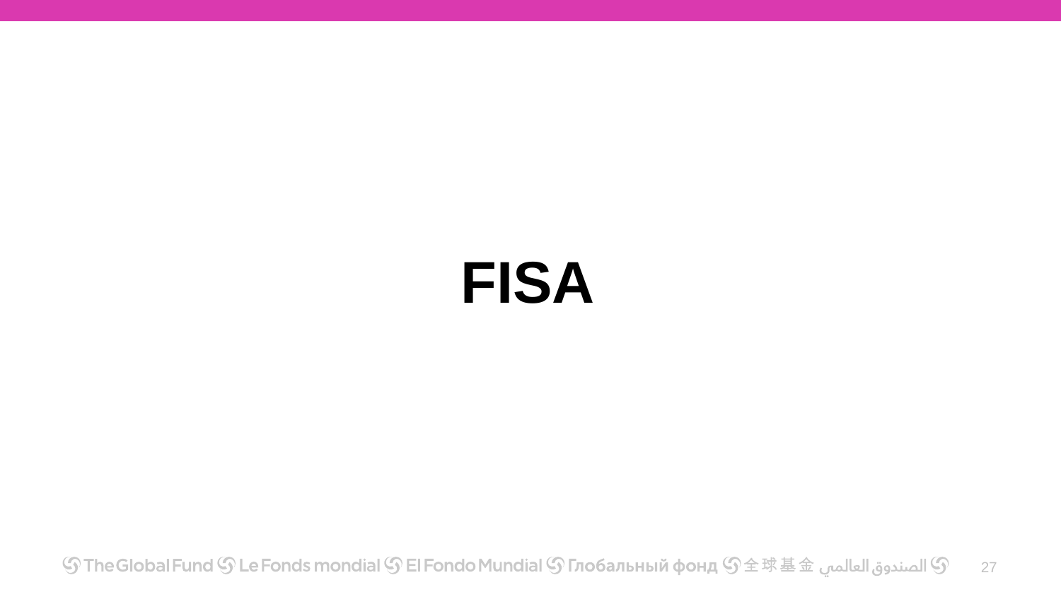# FISA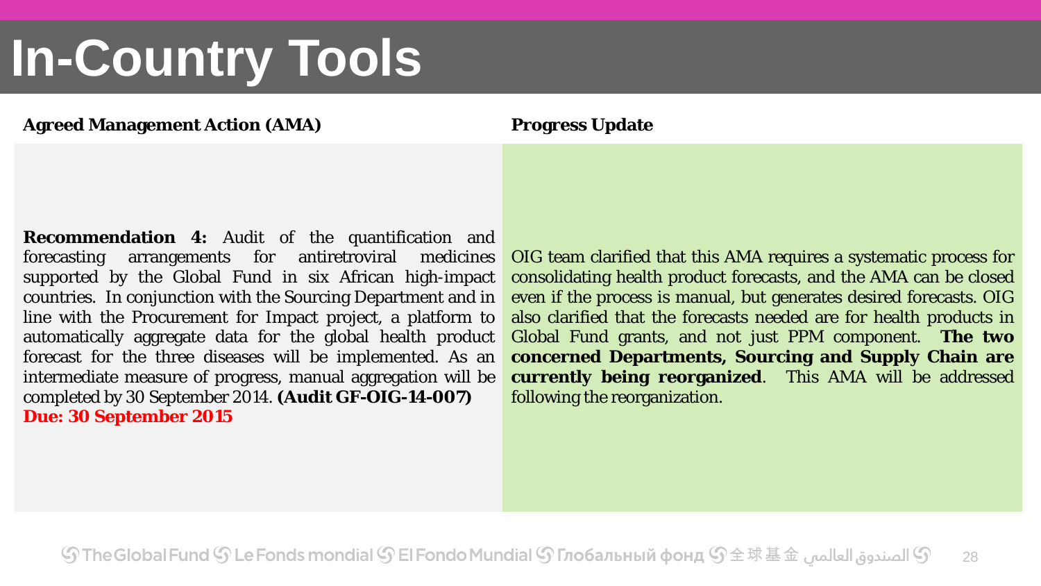# In-Country Tools

| Agreed Management Action (AMA) | Progress Update |
| --- | --- |
| **Recommendation 4:** Audit of the quantification and forecasting arrangements for antiretroviral medicines supported by the Global Fund in six African high-impact countries. In conjunction with the Sourcing Department and in line with the Procurement for Impact project, a platform to automatically aggregate data for the global health product forecast for the three diseases will be implemented. As an intermediate measure of progress, manual aggregation will be completed by 30 September 2014. **(Audit GF-OIG-14-007)** **Due: 30 September 2015** | OIG team clarified that this AMA requires a systematic process for consolidating health product forecasts, and the AMA can be closed even if the process is manual, but generates desired forecasts. OIG also clarified that the forecasts needed are for health products in Global Fund grants, and not just PPM component. **The two concerned Departments, Sourcing and Supply Chain are currently being reorganized**. This AMA will be addressed following the reorganization. |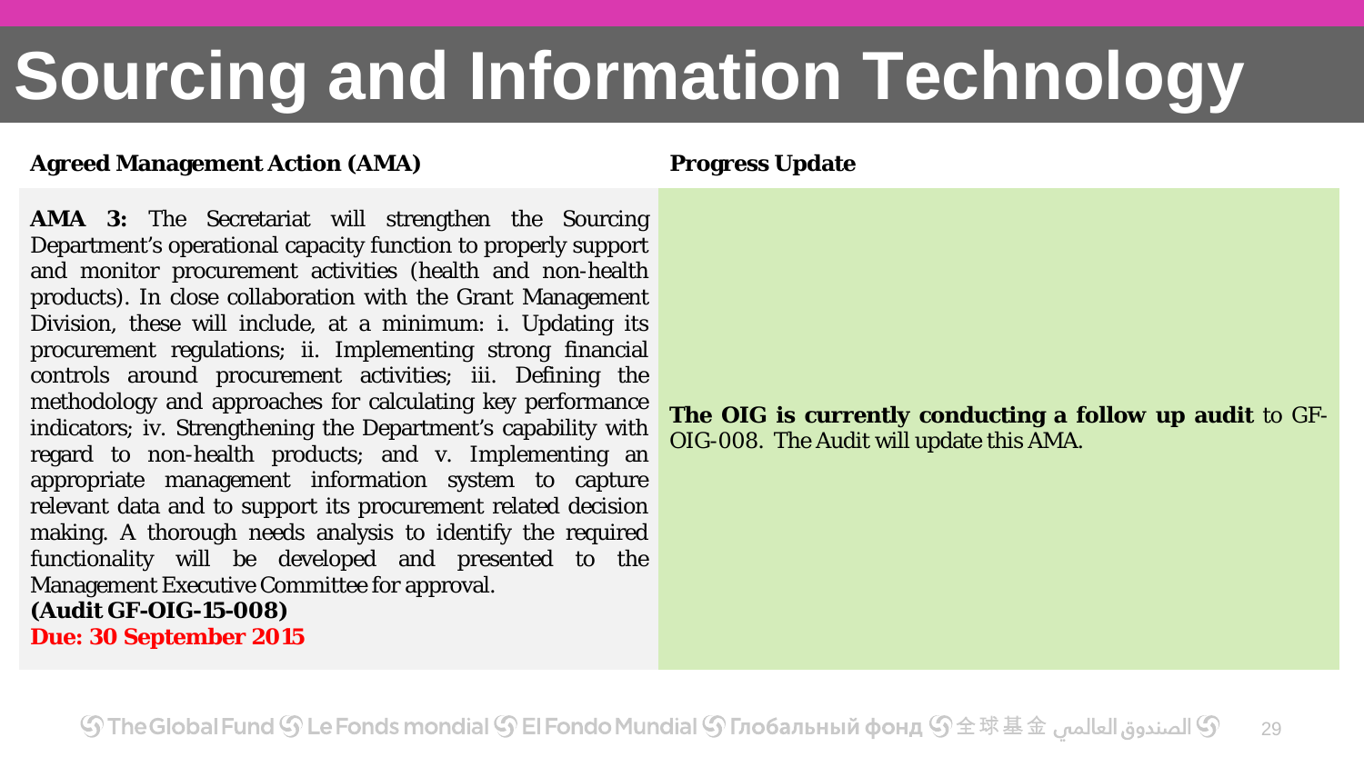# Sourcing and Information Technology

| Agreed Management Action (AMA) | Progress Update |
| --- | --- |
| **AMA 3:** The Secretariat will strengthen the Sourcing Department's operational capacity function to properly support and monitor procurement activities (health and non-health products). In close collaboration with the Grant Management Division, these will include, at a minimum: i. Updating its procurement regulations; ii. Implementing strong financial controls around procurement activities; iii. Defining the methodology and approaches for calculating key performance indicators; iv. Strengthening the Department's capability with regard to non-health products; and v. Implementing an appropriate management information system to capture relevant data and to support its procurement related decision making. A thorough needs analysis to identify the required functionality will be developed and presented to the Management Executive Committee for approval. **(Audit GF-OIG-15-008)** **Due: 30 September 2015** | **The OIG is currently conducting a follow up audit** to GF-OIG-008. The Audit will update this AMA. |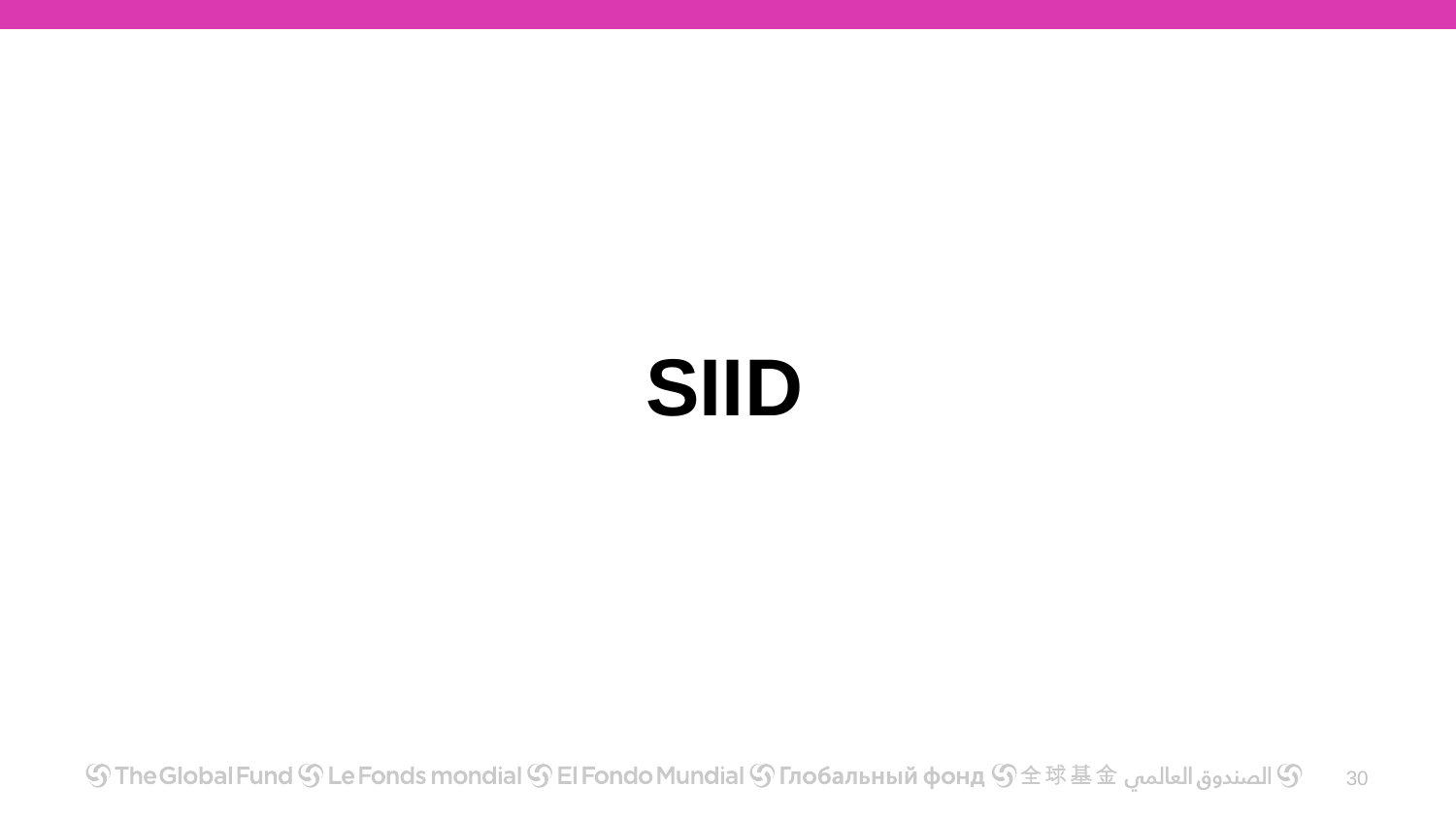# SIID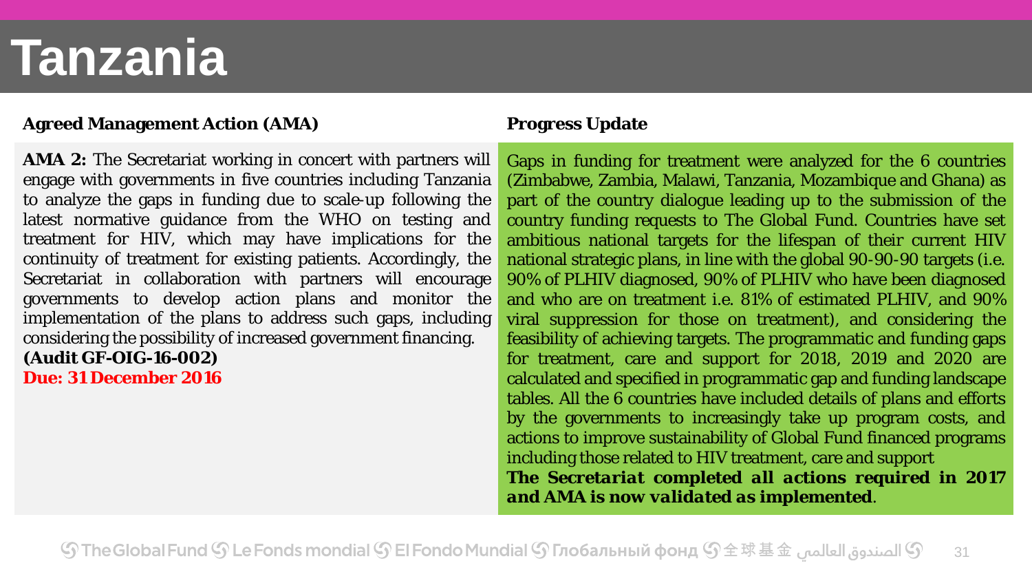# Tanzania

| Agreed Management Action (AMA) | Progress Update |
| --- | --- |
| **AMA 2:** The Secretariat working in concert with partners will engage with governments in five countries including Tanzania to analyze the gaps in funding due to scale-up following the latest normative guidance from the WHO on testing and treatment for HIV, which may have implications for the continuity of treatment for existing patients. Accordingly, the Secretariat in collaboration with partners will encourage governments to develop action plans and monitor the implementation of the plans to address such gaps, including considering the possibility of increased government financing. **(Audit GF-OIG-16-002)** **Due: 31 December 2016** | Gaps in funding for treatment were analyzed for the 6 countries (Zimbabwe, Zambia, Malawi, Tanzania, Mozambique and Ghana) as part of the country dialogue leading up to the submission of the country funding requests to The Global Fund. Countries have set ambitious national targets for the lifespan of their current HIV national strategic plans, in line with the global 90-90-90 targets (i.e. 90% of PLHIV diagnosed, 90% of PLHIV who have been diagnosed and who are on treatment i.e. 81% of estimated PLHIV, and 90% viral suppression for those on treatment), and considering the feasibility of achieving targets. The programmatic and funding gaps for treatment, care and support for 2018, 2019 and 2020 are calculated and specified in programmatic gap and funding landscape tables. All the 6 countries have included details of plans and efforts by the governments to increasingly take up program costs, and actions to improve sustainability of Global Fund financed programs including those related to HIV treatment, care and support ***The Secretariat completed all actions required in 2017 and AMA is now validated as implemented***. |